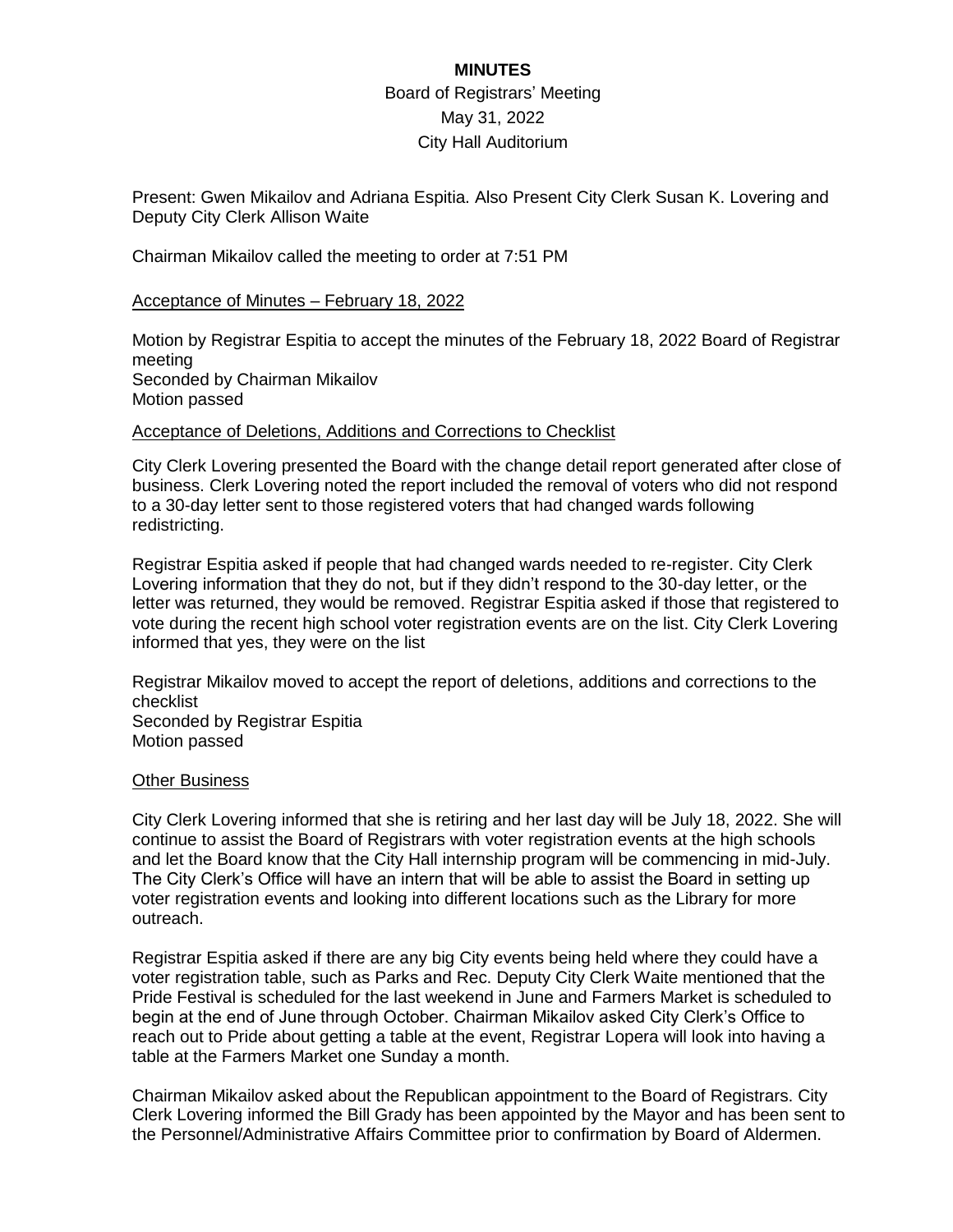# MINUTES

Board of Registrars' Meeting
May 31, 2022
City Hall Auditorium

Present: Gwen Mikailov and Adriana Espitia. Also Present City Clerk Susan K. Lovering and Deputy City Clerk Allison Waite

Chairman Mikailov called the meeting to order at 7:51 PM

## Acceptance of Minutes – February 18, 2022

Motion by Registrar Espitia to accept the minutes of the February 18, 2022 Board of Registrar meeting
Seconded by Chairman Mikailov
Motion passed

## Acceptance of Deletions, Additions and Corrections to Checklist

City Clerk Lovering presented the Board with the change detail report generated after close of business. Clerk Lovering noted the report included the removal of voters who did not respond to a 30-day letter sent to those registered voters that had changed wards following redistricting.

Registrar Espitia asked if people that had changed wards needed to re-register. City Clerk Lovering information that they do not, but if they didn't respond to the 30-day letter, or the letter was returned, they would be removed. Registrar Espitia asked if those that registered to vote during the recent high school voter registration events are on the list. City Clerk Lovering informed that yes, they were on the list

Registrar Mikailov moved to accept the report of deletions, additions and corrections to the checklist
Seconded by Registrar Espitia
Motion passed

## Other Business

City Clerk Lovering informed that she is retiring and her last day will be July 18, 2022. She will continue to assist the Board of Registrars with voter registration events at the high schools and let the Board know that the City Hall internship program will be commencing in mid-July. The City Clerk's Office will have an intern that will be able to assist the Board in setting up voter registration events and looking into different locations such as the Library for more outreach.

Registrar Espitia asked if there are any big City events being held where they could have a voter registration table, such as Parks and Rec. Deputy City Clerk Waite mentioned that the Pride Festival is scheduled for the last weekend in June and Farmers Market is scheduled to begin at the end of June through October. Chairman Mikailov asked City Clerk's Office to reach out to Pride about getting a table at the event, Registrar Lopera will look into having a table at the Farmers Market one Sunday a month.

Chairman Mikailov asked about the Republican appointment to the Board of Registrars. City Clerk Lovering informed the Bill Grady has been appointed by the Mayor and has been sent to the Personnel/Administrative Affairs Committee prior to confirmation by Board of Aldermen.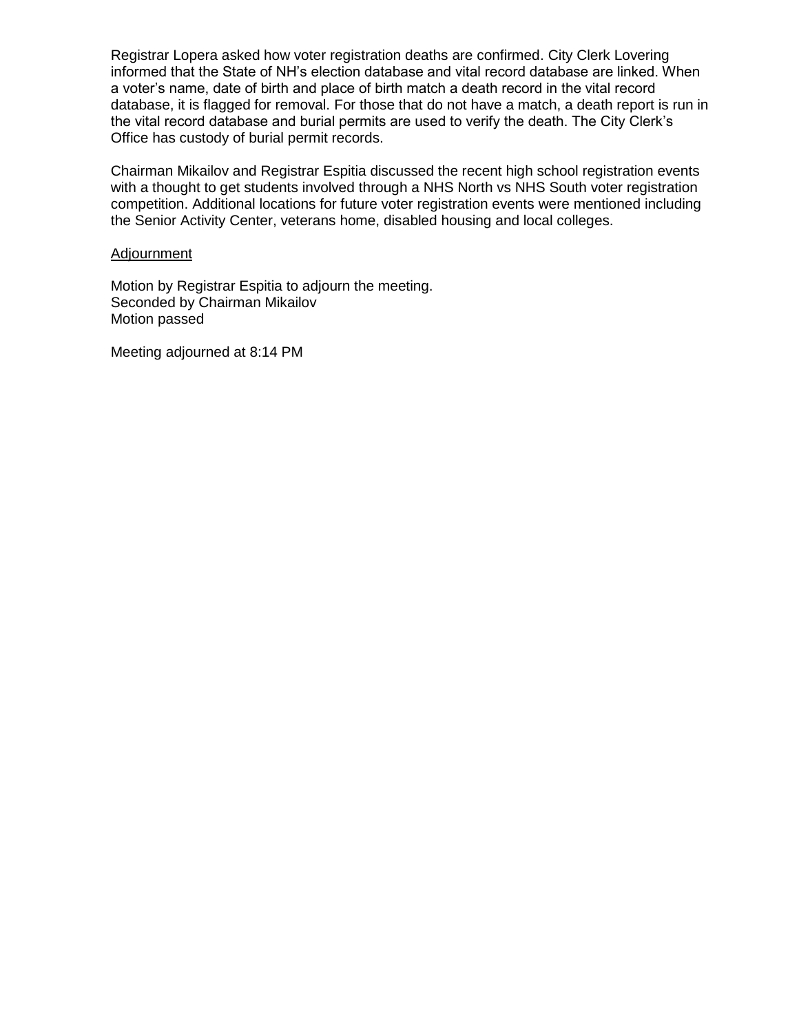Registrar Lopera asked how voter registration deaths are confirmed. City Clerk Lovering informed that the State of NH's election database and vital record database are linked. When a voter's name, date of birth and place of birth match a death record in the vital record database, it is flagged for removal. For those that do not have a match, a death report is run in the vital record database and burial permits are used to verify the death. The City Clerk's Office has custody of burial permit records.

Chairman Mikailov and Registrar Espitia discussed the recent high school registration events with a thought to get students involved through a NHS North vs NHS South voter registration competition. Additional locations for future voter registration events were mentioned including the Senior Activity Center, veterans home, disabled housing and local colleges.

<u>Adjournment</u>

Motion by Registrar Espitia to adjourn the meeting.
Seconded by Chairman Mikailov
Motion passed

Meeting adjourned at 8:14 PM